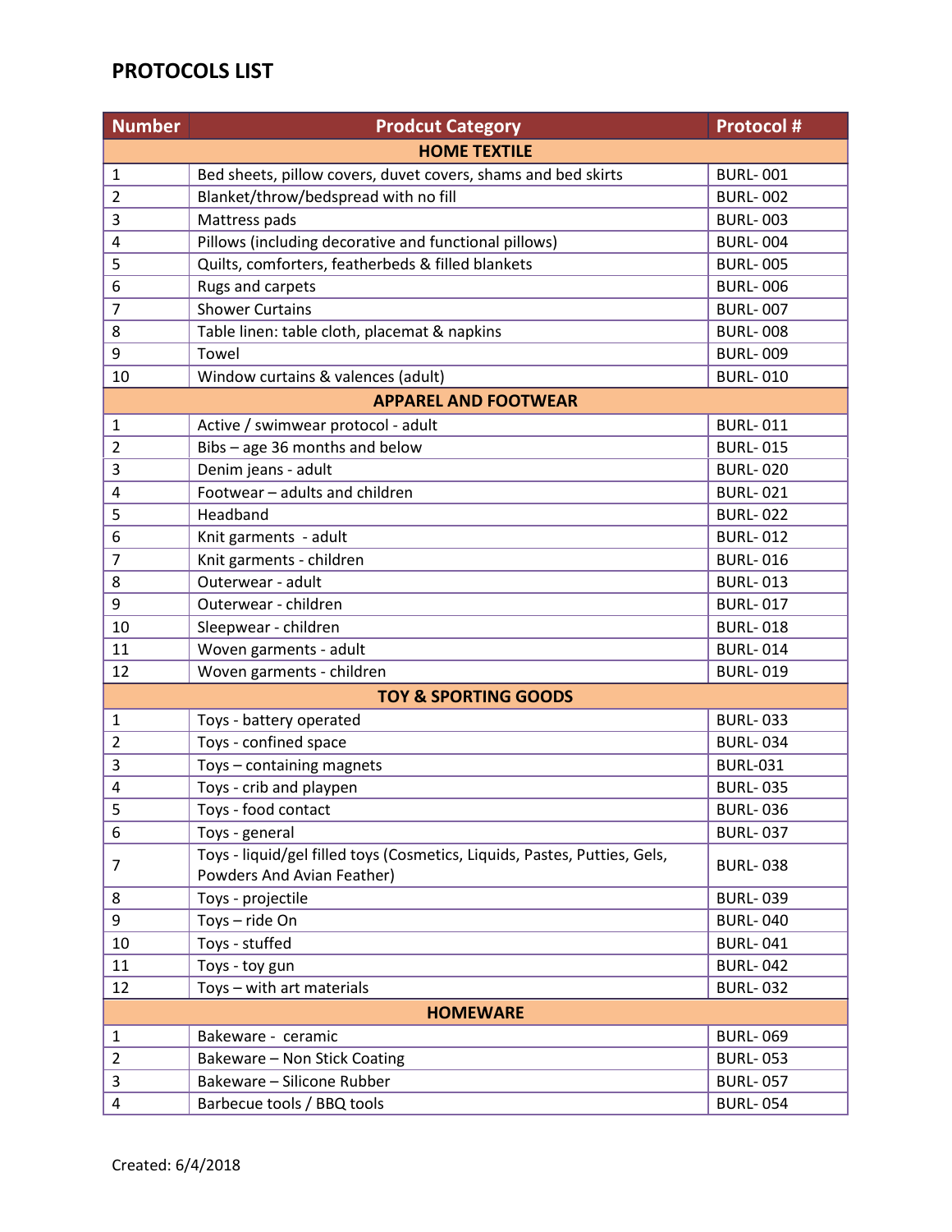# PROTOCOLS LIST

| Number | Prodcut Category | Protocol # |
|---|---|---|
| | **HOME TEXTILE** | |
| 1 | Bed sheets, pillow covers, duvet covers, shams and bed skirts | BURL- 001 |
| 2 | Blanket/throw/bedspread with no fill | BURL- 002 |
| 3 | Mattress pads | BURL- 003 |
| 4 | Pillows (including decorative and functional pillows) | BURL- 004 |
| 5 | Quilts, comforters, featherbeds & filled blankets | BURL- 005 |
| 6 | Rugs and carpets | BURL- 006 |
| 7 | Shower Curtains | BURL- 007 |
| 8 | Table linen: table cloth, placemat & napkins | BURL- 008 |
| 9 | Towel | BURL- 009 |
| 10 | Window curtains & valences (adult) | BURL- 010 |
| | **APPAREL AND FOOTWEAR** | |
| 1 | Active / swimwear protocol - adult | BURL- 011 |
| 2 | Bibs – age 36 months and below | BURL- 015 |
| 3 | Denim jeans - adult | BURL- 020 |
| 4 | Footwear – adults and children | BURL- 021 |
| 5 | Headband | BURL- 022 |
| 6 | Knit garments - adult | BURL- 012 |
| 7 | Knit garments - children | BURL- 016 |
| 8 | Outerwear - adult | BURL- 013 |
| 9 | Outerwear - children | BURL- 017 |
| 10 | Sleepwear - children | BURL- 018 |
| 11 | Woven garments - adult | BURL- 014 |
| 12 | Woven garments - children | BURL- 019 |
| | **TOY & SPORTING GOODS** | |
| 1 | Toys - battery operated | BURL- 033 |
| 2 | Toys - confined space | BURL- 034 |
| 3 | Toys – containing magnets | BURL-031 |
| 4 | Toys - crib and playpen | BURL- 035 |
| 5 | Toys - food contact | BURL- 036 |
| 6 | Toys - general | BURL- 037 |
| 7 | Toys - liquid/gel filled toys (Cosmetics, Liquids, Pastes, Putties, Gels, Powders And Avian Feather) | BURL- 038 |
| 8 | Toys - projectile | BURL- 039 |
| 9 | Toys – ride On | BURL- 040 |
| 10 | Toys - stuffed | BURL- 041 |
| 11 | Toys - toy gun | BURL- 042 |
| 12 | Toys – with art materials | BURL- 032 |
| | **HOMEWARE** | |
| 1 | Bakeware - ceramic | BURL- 069 |
| 2 | Bakeware – Non Stick Coating | BURL- 053 |
| 3 | Bakeware – Silicone Rubber | BURL- 057 |
| 4 | Barbecue tools / BBQ tools | BURL- 054 |

Created: 6/4/2018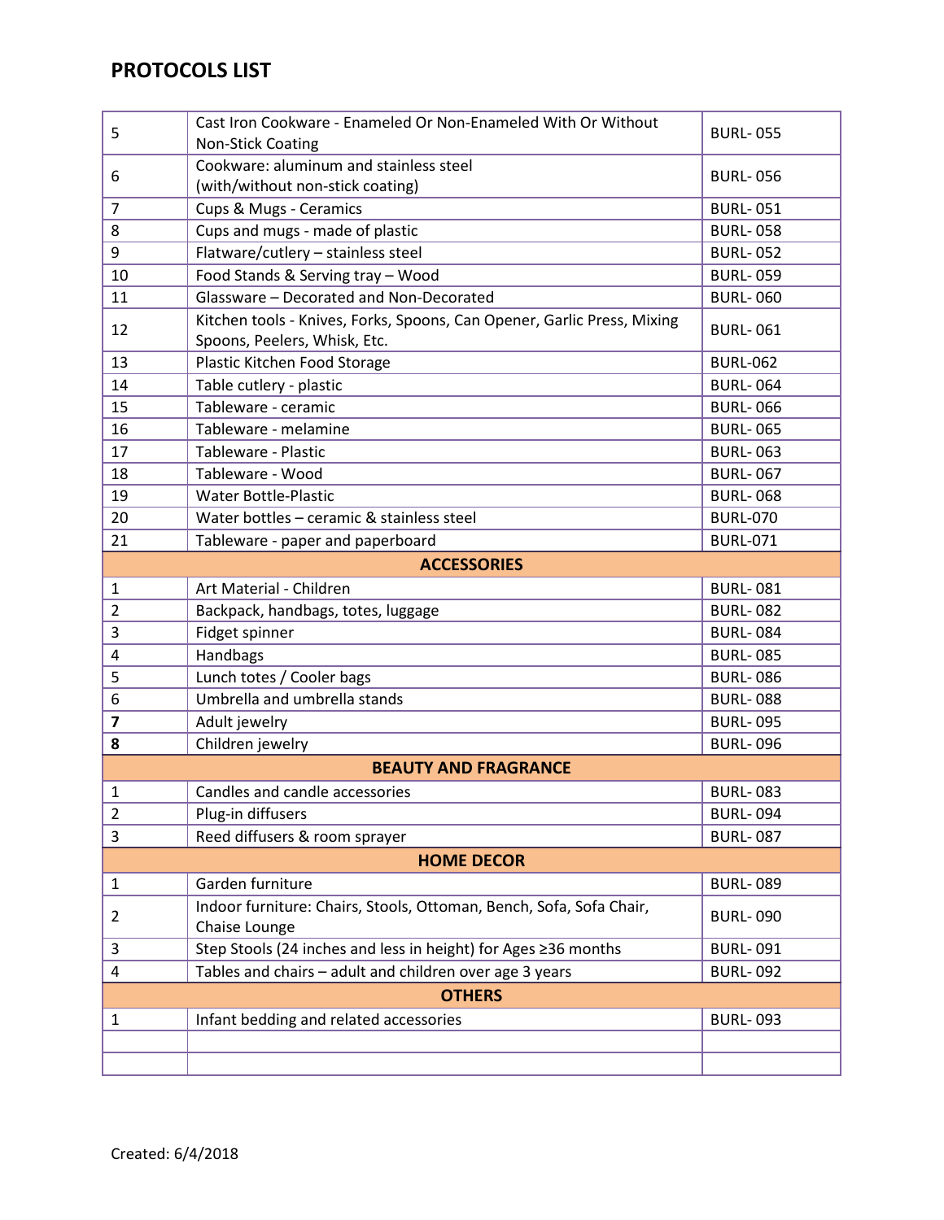## PROTOCOLS LIST

| | | |
|---|---|---|
| 5 | Cast Iron Cookware - Enameled Or Non-Enameled With Or Without Non-Stick Coating | BURL- 055 |
| 6 | Cookware: aluminum and stainless steel (with/without non-stick coating) | BURL- 056 |
| 7 | Cups & Mugs - Ceramics | BURL- 051 |
| 8 | Cups and mugs - made of plastic | BURL- 058 |
| 9 | Flatware/cutlery – stainless steel | BURL- 052 |
| 10 | Food Stands & Serving tray – Wood | BURL- 059 |
| 11 | Glassware – Decorated and Non-Decorated | BURL- 060 |
| 12 | Kitchen tools - Knives, Forks, Spoons, Can Opener, Garlic Press, Mixing Spoons, Peelers, Whisk, Etc. | BURL- 061 |
| 13 | Plastic Kitchen Food Storage | BURL-062 |
| 14 | Table cutlery - plastic | BURL- 064 |
| 15 | Tableware - ceramic | BURL- 066 |
| 16 | Tableware - melamine | BURL- 065 |
| 17 | Tableware - Plastic | BURL- 063 |
| 18 | Tableware - Wood | BURL- 067 |
| 19 | Water Bottle-Plastic | BURL- 068 |
| 20 | Water bottles – ceramic & stainless steel | BURL-070 |
| 21 | Tableware - paper and paperboard | BURL-071 |
| | **ACCESSORIES** | |
| 1 | Art Material - Children | BURL- 081 |
| 2 | Backpack, handbags, totes, luggage | BURL- 082 |
| 3 | Fidget spinner | BURL- 084 |
| 4 | Handbags | BURL- 085 |
| 5 | Lunch totes / Cooler bags | BURL- 086 |
| 6 | Umbrella and umbrella stands | BURL- 088 |
| **7** | Adult jewelry | BURL- 095 |
| **8** | Children jewelry | BURL- 096 |
| | **BEAUTY AND FRAGRANCE** | |
| 1 | Candles and candle accessories | BURL- 083 |
| 2 | Plug-in diffusers | BURL- 094 |
| 3 | Reed diffusers & room sprayer | BURL- 087 |
| | **HOME DECOR** | |
| 1 | Garden furniture | BURL- 089 |
| 2 | Indoor furniture: Chairs, Stools, Ottoman, Bench, Sofa, Sofa Chair, Chaise Lounge | BURL- 090 |
| 3 | Step Stools (24 inches and less in height) for Ages ≥36 months | BURL- 091 |
| 4 | Tables and chairs – adult and children over age 3 years | BURL- 092 |
| | **OTHERS** | |
| 1 | Infant bedding and related accessories | BURL- 093 |
| | | |
| | | |

Created: 6/4/2018